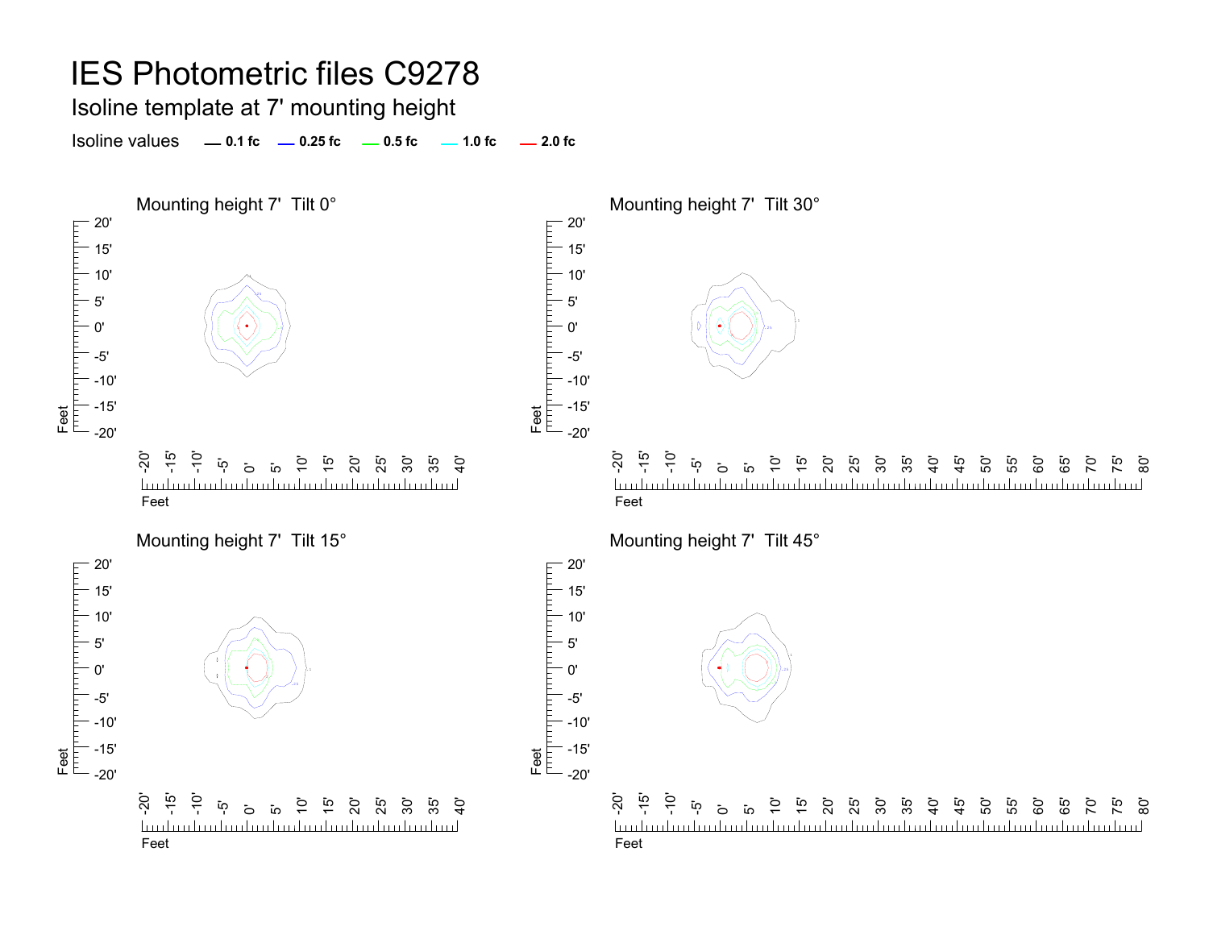# IES Photometric files C9278

## Isoline template at 7' mounting height

Isoline values — 0.1 fc — 0.25 fc — 0.5 fc — 1.0 fc — 2.0 fc

### Mounting height 7'  Tilt 0°

### Mounting height 7'  Tilt 30°

### Mounting height 7'  Tilt 15°

### Mounting height 7'  Tilt 45°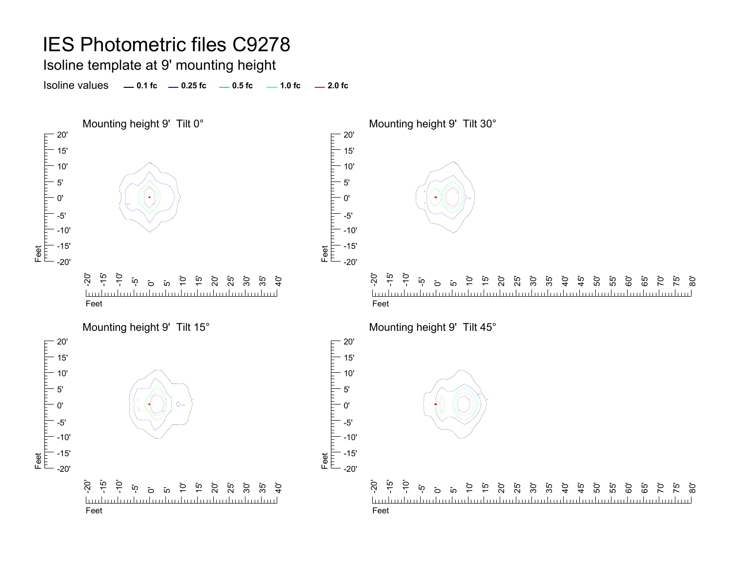# IES Photometric files C9278

## Isoline template at 9' mounting height

Isoline values — 0.1 fc — 0.25 fc — 0.5 fc — 1.0 fc — 2.0 fc

Mounting height 9' Tilt 0°

Mounting height 9' Tilt 30°

Mounting height 9' Tilt 15°

Mounting height 9' Tilt 45°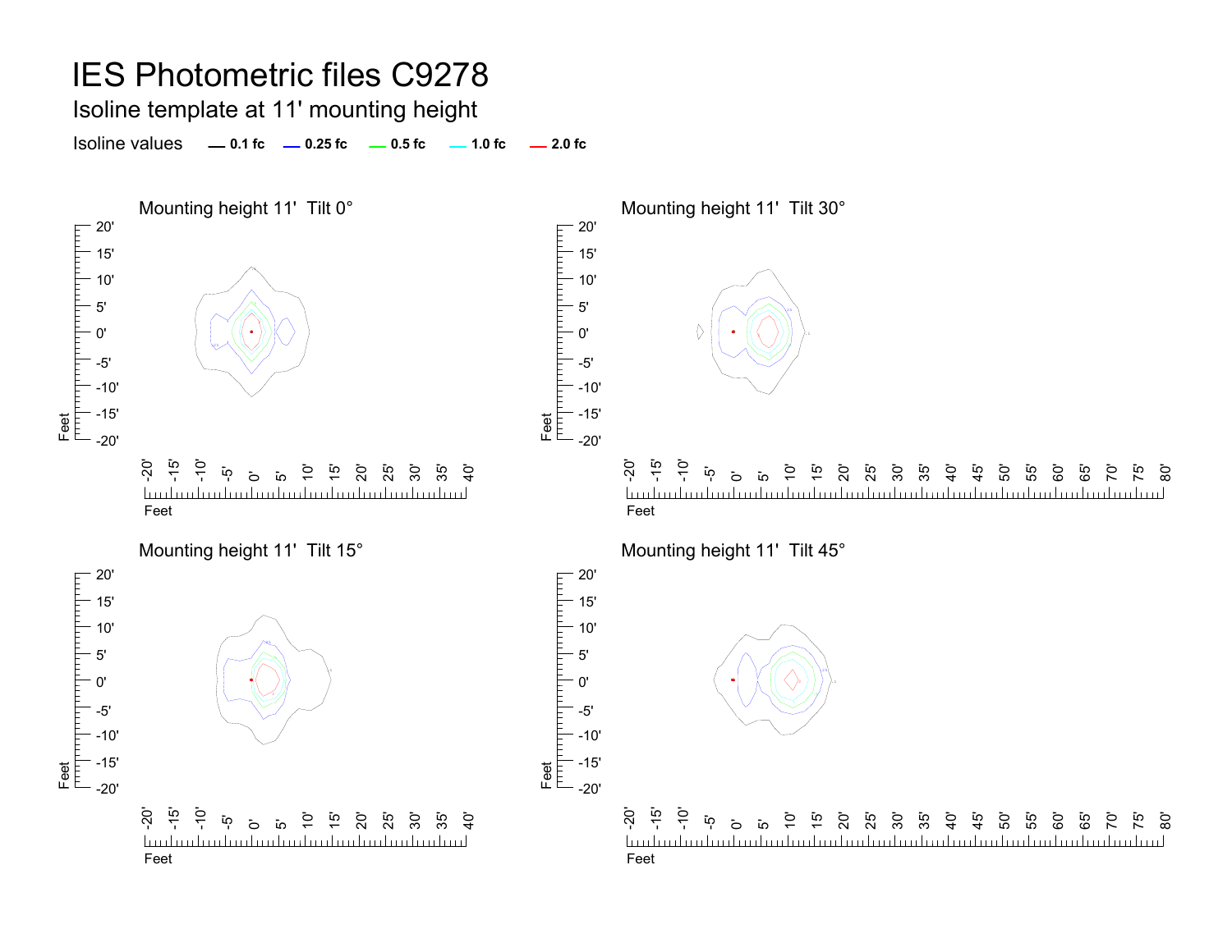# IES Photometric files C9278

## Isoline template at 11' mounting height

Isoline values — 0.1 fc — 0.25 fc — 0.5 fc — 1.0 fc — 2.0 fc

### Mounting height 11' Tilt 0°

### Mounting height 11' Tilt 30°

### Mounting height 11' Tilt 15°

### Mounting height 11' Tilt 45°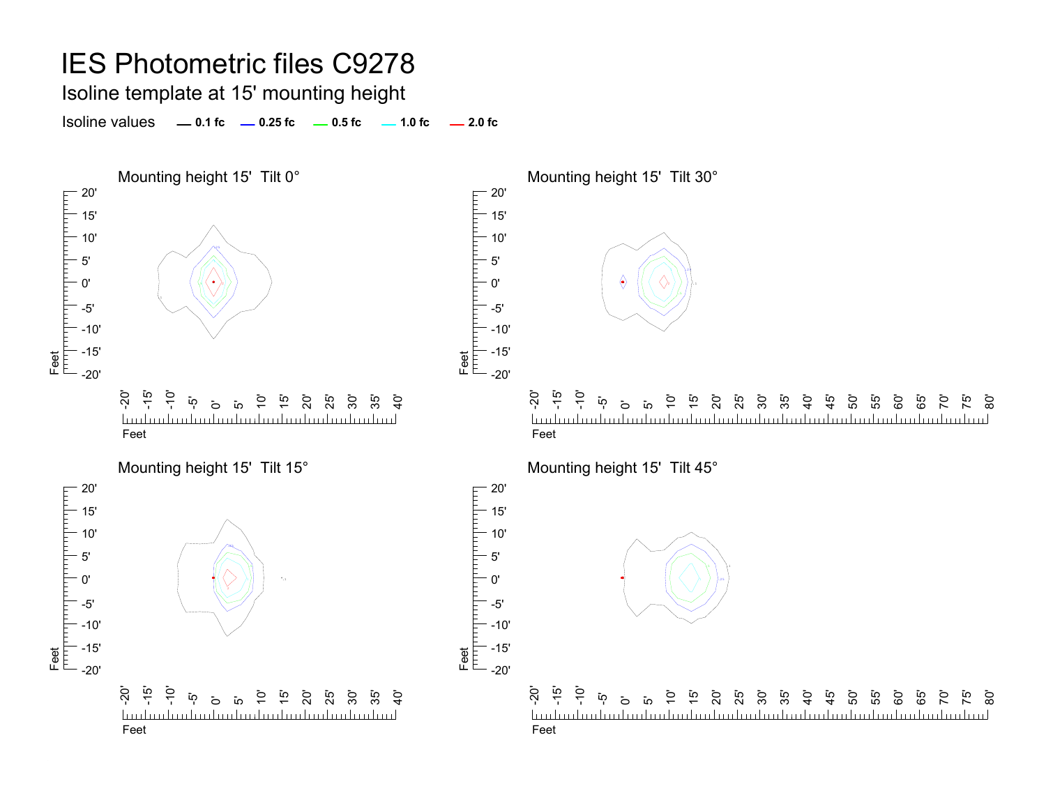# IES Photometric files C9278

## Isoline template at 15' mounting height

Isoline values — 0.1 fc — 0.25 fc — 0.5 fc — 1.0 fc — 2.0 fc

### Mounting height 15' Tilt 0°

### Mounting height 15' Tilt 30°

### Mounting height 15' Tilt 15°

### Mounting height 15' Tilt 45°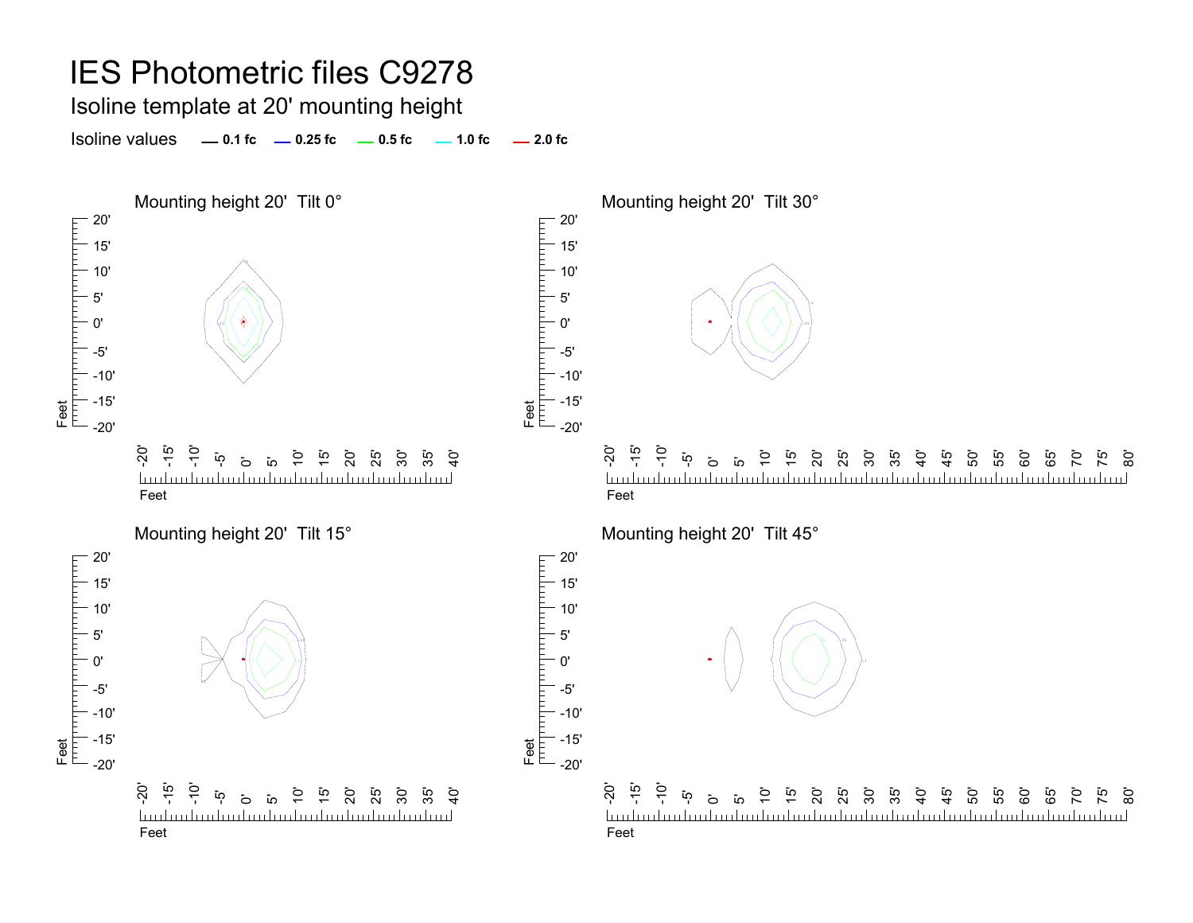# IES Photometric files C9278

## Isoline template at 20' mounting height

Isoline values — 0.1 fc — 0.25 fc — 0.5 fc — 1.0 fc — 2.0 fc

Mounting height 20' Tilt 0°

Mounting height 20' Tilt 30°

Mounting height 20' Tilt 15°

Mounting height 20' Tilt 45°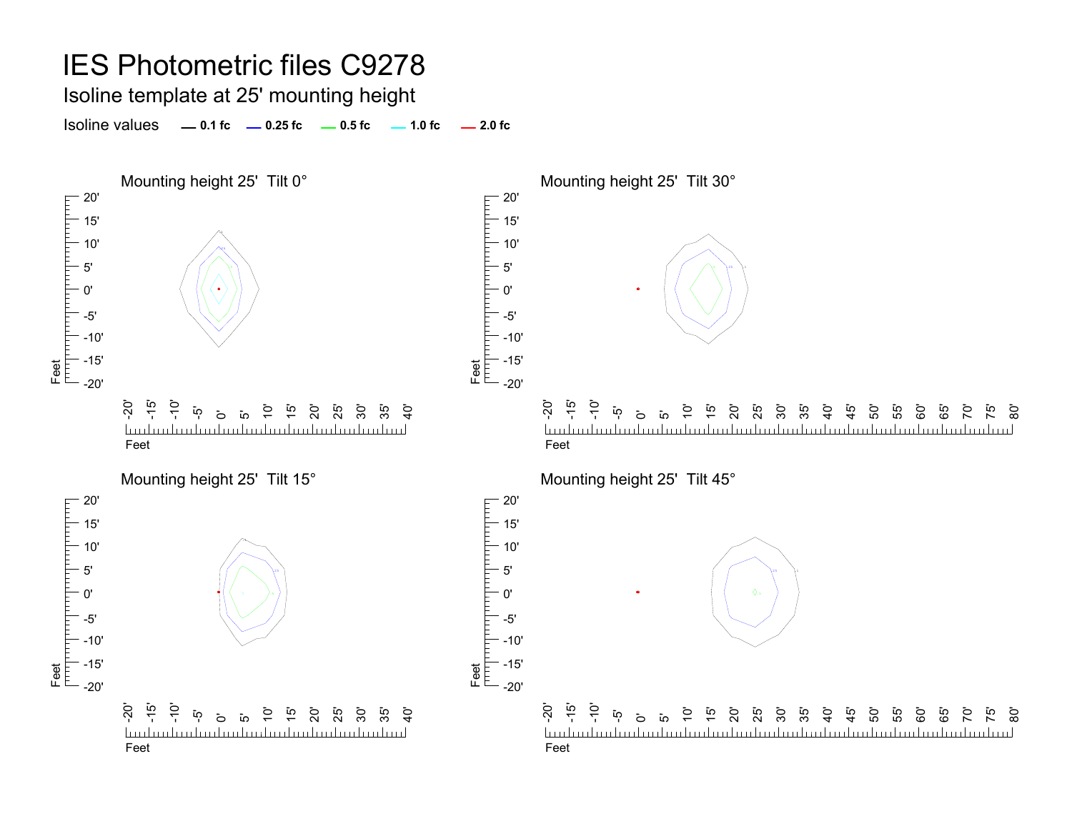# IES Photometric files C9278

## Isoline template at 25' mounting height

Isoline values — 0.1 fc — 0.25 fc — 0.5 fc — 1.0 fc — 2.0 fc

### Mounting height 25' Tilt 0°

### Mounting height 25' Tilt 30°

### Mounting height 25' Tilt 15°

### Mounting height 25' Tilt 45°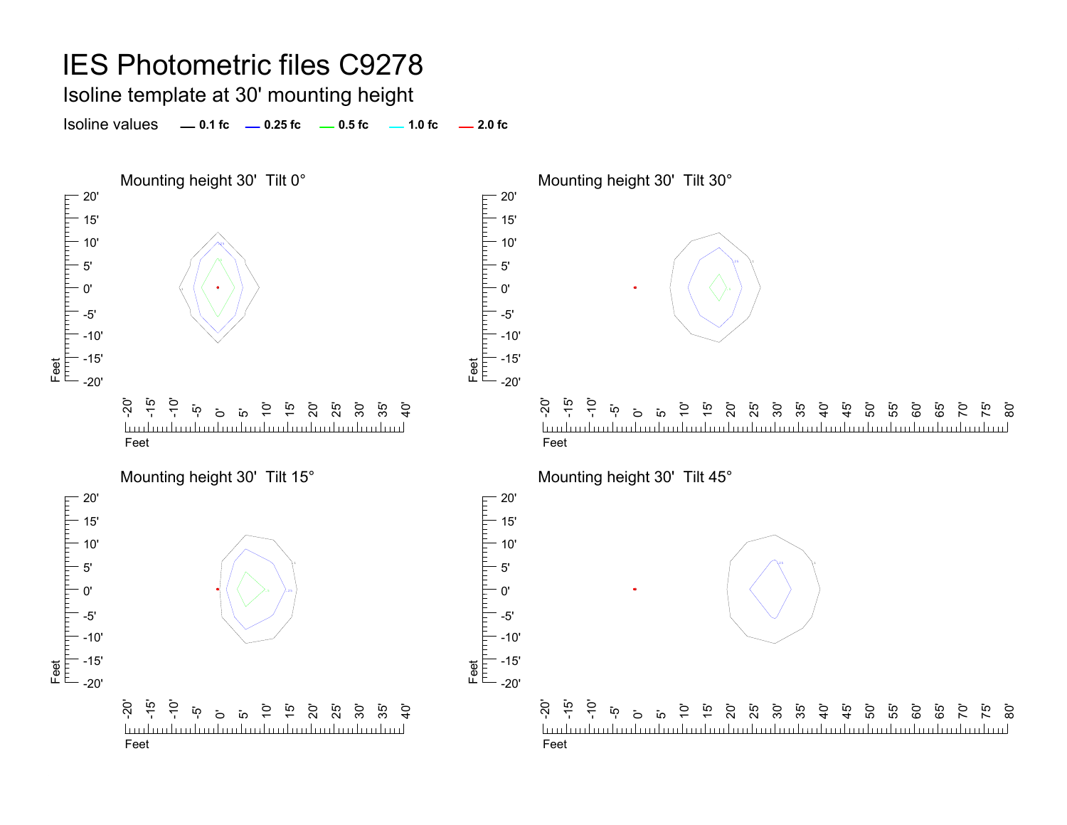# IES Photometric files C9278

## Isoline template at 30' mounting height

Isoline values — 0.1 fc — 0.25 fc — 0.5 fc — 1.0 fc — 2.0 fc

### Mounting height 30' Tilt 0°

### Mounting height 30' Tilt 30°

### Mounting height 30' Tilt 15°

### Mounting height 30' Tilt 45°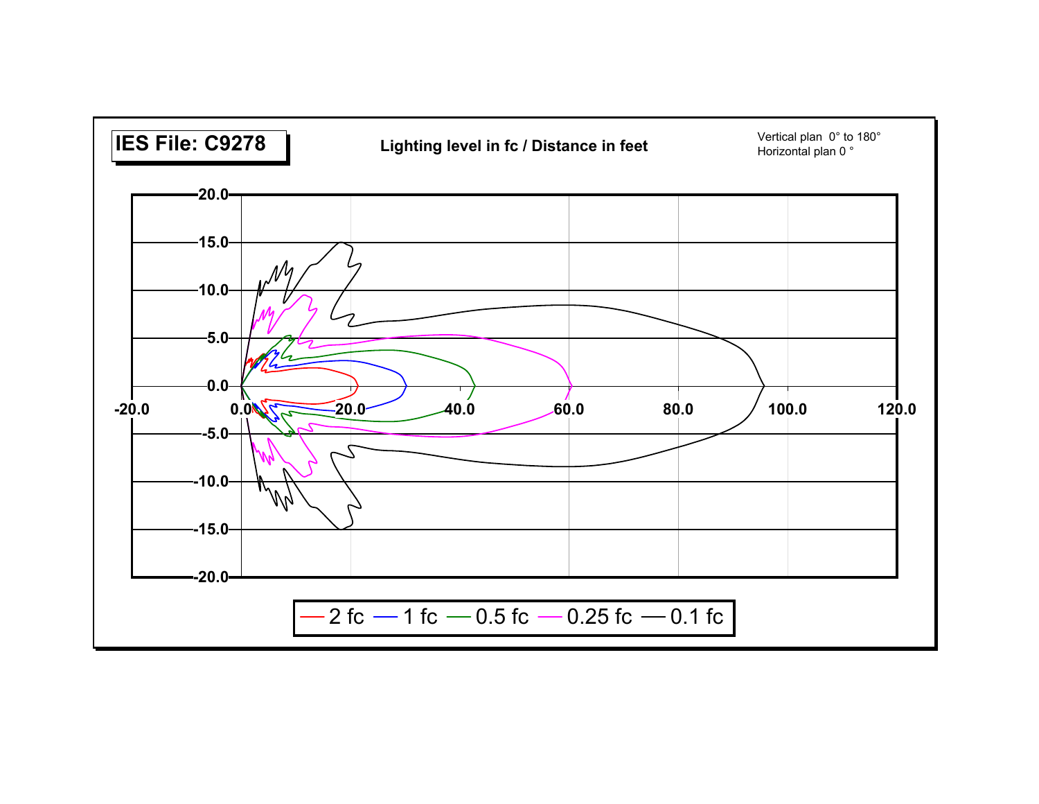**IES File: C9278**

**Lighting level in fc / Distance in feet**

Vertical plan 0° to 180°
Horizontal plan 0 °

20.0
15.0
10.0
5.0
0.0
-5.0
-10.0
-15.0
-20.0

-20.0
0.0
20.0
40.0
60.0
80.0
100.0
120.0

2 fc
1 fc
0.5 fc
0.25 fc
0.1 fc